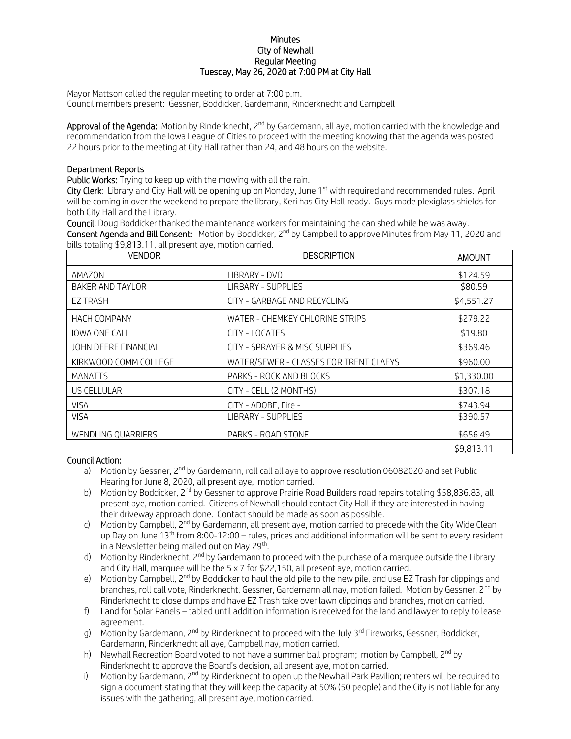# Minutes
## City of Newhall
## Regular Meeting
## Tuesday, May 26, 2020 at 7:00 PM at City Hall

Mayor Mattson called the regular meeting to order at 7:00 p.m.
Council members present: Gessner, Boddicker, Gardemann, Rinderknecht and Campbell

**Approval of the Agenda:** Motion by Rinderknecht, 2nd by Gardemann, all aye, motion carried with the knowledge and recommendation from the Iowa League of Cities to proceed with the meeting knowing that the agenda was posted 22 hours prior to the meeting at City Hall rather than 24, and 48 hours on the website.

**Department Reports**

**Public Works:** Trying to keep up with the mowing with all the rain.

**City Clerk**: Library and City Hall will be opening up on Monday, June 1st with required and recommended rules. April will be coming in over the weekend to prepare the library, Keri has City Hall ready. Guys made plexiglass shields for both City Hall and the Library.

**Council**: Doug Boddicker thanked the maintenance workers for maintaining the can shed while he was away.

**Consent Agenda and Bill Consent:** Motion by Boddicker, 2nd by Campbell to approve Minutes from May 11, 2020 and bills totaling $9,813.11, all present aye, motion carried.

| VENDOR | DESCRIPTION | AMOUNT |
|---|---|---|
| AMAZON | LIBRARY - DVD | $124.59 |
| BAKER AND TAYLOR | LIRBARY - SUPPLIES | $80.59 |
| EZ TRASH | CITY - GARBAGE AND RECYCLING | $4,551.27 |
| HACH COMPANY | WATER - CHEMKEY CHLORINE STRIPS | $279.22 |
| IOWA ONE CALL | CITY - LOCATES | $19.80 |
| JOHN DEERE FINANCIAL | CITY - SPRAYER & MISC SUPPLIES | $369.46 |
| KIRKWOOD COMM COLLEGE | WATER/SEWER - CLASSES FOR TRENT CLAEYS | $960.00 |
| MANATTS | PARKS - ROCK AND BLOCKS | $1,330.00 |
| US CELLULAR | CITY - CELL (2 MONTHS) | $307.18 |
| VISA | CITY - ADOBE, Fire - | $743.94 |
| VISA | LIBRARY - SUPPLIES | $390.57 |
| WENDLING QUARRIERS | PARKS - ROAD STONE | $656.49 |
| | | $9,813.11 |

**Council Action:**

a) Motion by Gessner, 2nd by Gardemann, roll call all aye to approve resolution 06082020 and set Public Hearing for June 8, 2020, all present aye, motion carried.

b) Motion by Boddicker, 2nd by Gessner to approve Prairie Road Builders road repairs totaling $58,836.83, all present aye, motion carried. Citizens of Newhall should contact City Hall if they are interested in having their driveway approach done. Contact should be made as soon as possible.

c) Motion by Campbell, 2nd by Gardemann, all present aye, motion carried to precede with the City Wide Clean up Day on June 13th from 8:00-12:00 – rules, prices and additional information will be sent to every resident in a Newsletter being mailed out on May 29th.

d) Motion by Rinderknecht, 2nd by Gardemann to proceed with the purchase of a marquee outside the Library and City Hall, marquee will be the 5 x 7 for $22,150, all present aye, motion carried.

e) Motion by Campbell, 2nd by Boddicker to haul the old pile to the new pile, and use EZ Trash for clippings and branches, roll call vote, Rinderknecht, Gessner, Gardemann all nay, motion failed. Motion by Gessner, 2nd by Rinderknecht to close dumps and have EZ Trash take over lawn clippings and branches, motion carried.

f) Land for Solar Panels – tabled until addition information is received for the land and lawyer to reply to lease agreement.

g) Motion by Gardemann, 2nd by Rinderknecht to proceed with the July 3rd Fireworks, Gessner, Boddicker, Gardemann, Rinderknecht all aye, Campbell nay, motion carried.

h) Newhall Recreation Board voted to not have a summer ball program; motion by Campbell, 2nd by Rinderknecht to approve the Board's decision, all present aye, motion carried.

i) Motion by Gardemann, 2nd by Rinderknecht to open up the Newhall Park Pavilion; renters will be required to sign a document stating that they will keep the capacity at 50% (50 people) and the City is not liable for any issues with the gathering, all present aye, motion carried.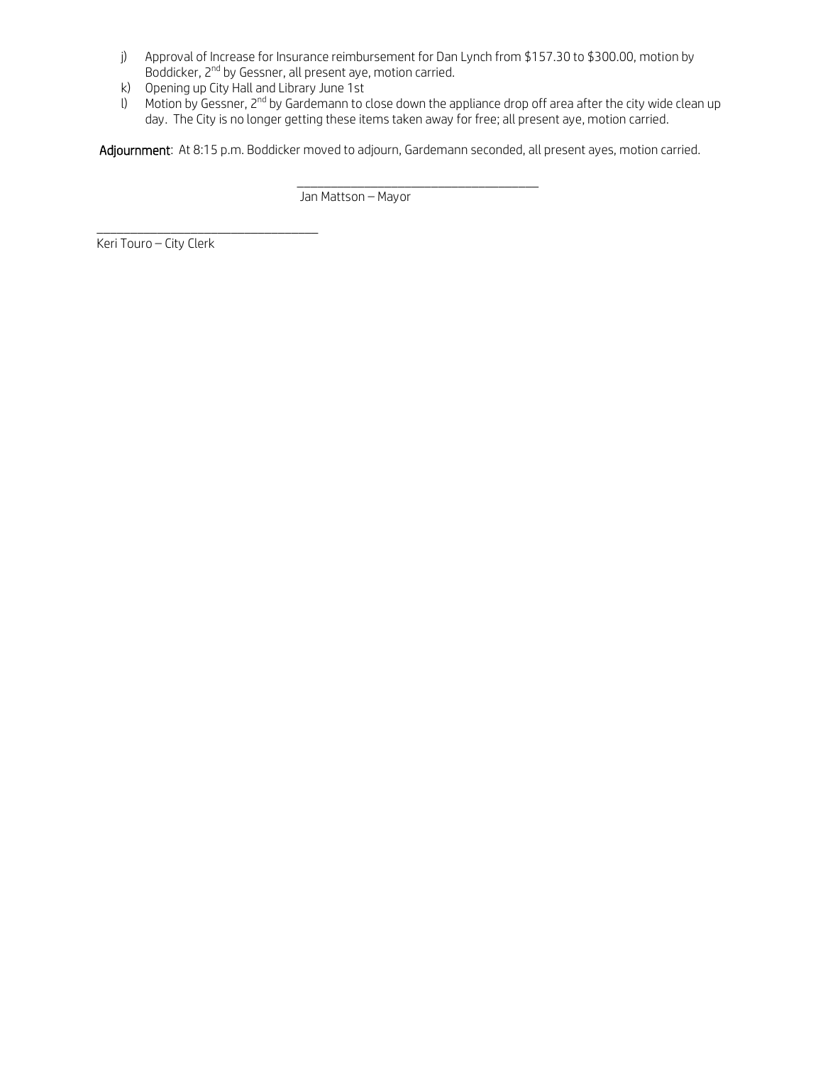j) Approval of Increase for Insurance reimbursement for Dan Lynch from $157.30 to $300.00, motion by Boddicker, 2nd by Gessner, all present aye, motion carried.
k) Opening up City Hall and Library June 1st
l) Motion by Gessner, 2nd by Gardemann to close down the appliance drop off area after the city wide clean up day. The City is no longer getting these items taken away for free; all present aye, motion carried.

**Adjournment**: At 8:15 p.m. Boddicker moved to adjourn, Gardemann seconded, all present ayes, motion carried.

\_\_\_\_\_\_\_\_\_\_\_\_\_\_\_\_\_\_\_\_\_\_\_\_\_\_\_\_\_\_\_\_\_\_\_\_\_\_\_\_
Jan Mattson – Mayor

\_\_\_\_\_\_\_\_\_\_\_\_\_\_\_\_\_\_\_\_\_\_\_\_\_\_\_\_\_\_\_\_\_\_\_\_\_\_\_\_
Keri Touro – City Clerk